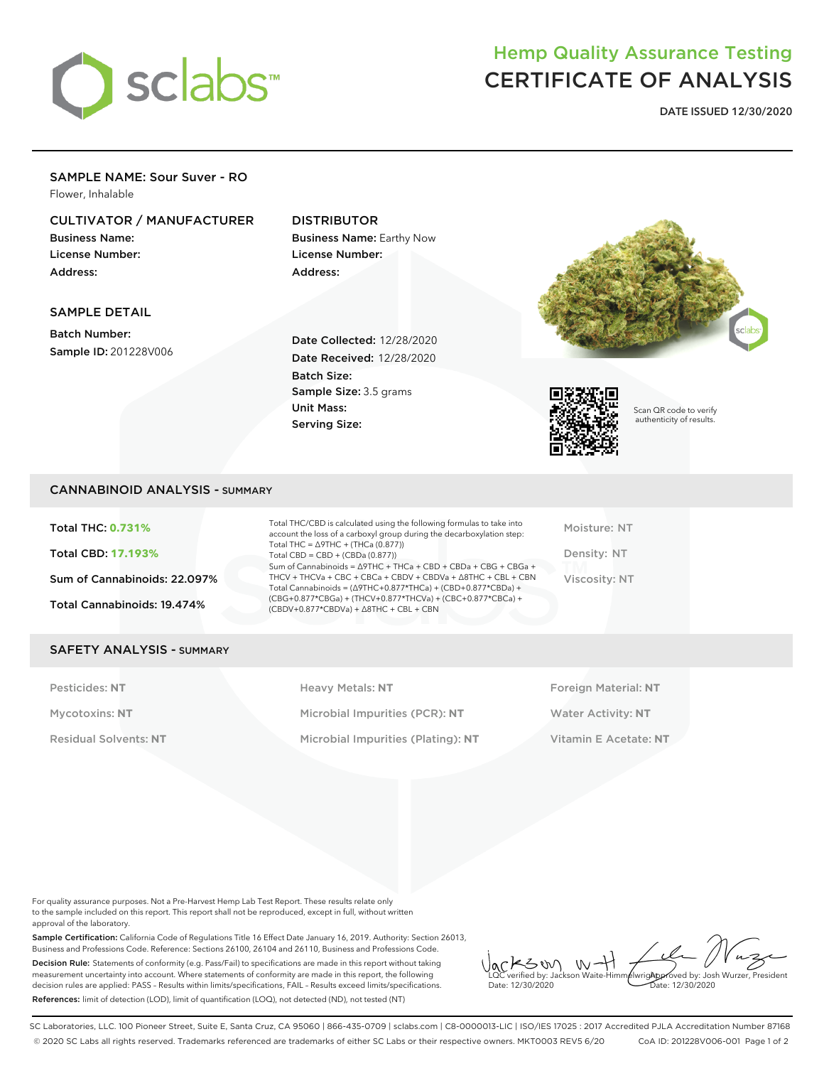# Hemp Quality Assurance Testing
# CERTIFICATE OF ANALYSIS

**DATE ISSUED 12/30/2020**

## SAMPLE NAME: Sour Suver - RO

Flower, Inhalable

### CULTIVATOR / MANUFACTURER

**Business Name:**
**License Number:**
**Address:**

### DISTRIBUTOR

**Business Name:** Earthy Now
**License Number:**
**Address:**

### SAMPLE DETAIL

**Batch Number:**
**Sample ID:** 201228V006

**Date Collected:** 12/28/2020
**Date Received:** 12/28/2020
**Batch Size:**
**Sample Size:** 3.5 grams
**Unit Mass:**
**Serving Size:**

Scan QR code to verify authenticity of results.

## CANNABINOID ANALYSIS - SUMMARY

**Total THC: 0.731%**

**Total CBD: 17.193%**

**Sum of Cannabinoids: 22.097%**

**Total Cannabinoids: 19.474%**

Total THC/CBD is calculated using the following formulas to take into account the loss of a carboxyl group during the decarboxylation step:
Total THC = Δ9THC + (THCa (0.877))
Total CBD = CBD + (CBDa (0.877))
Sum of Cannabinoids = Δ9THC + THCa + CBD + CBDa + CBG + CBGa + THCV + THCVa + CBC + CBCa + CBDV + CBDVa + Δ8THC + CBL + CBN
Total Cannabinoids = (Δ9THC+0.877*THCa) + (CBD+0.877*CBDa) + (CBG+0.877*CBGa) + (THCV+0.877*THCVa) + (CBC+0.877*CBCa) + (CBDV+0.877*CBDVa) + Δ8THC + CBL + CBN

Moisture: NT

Density: NT

Viscosity: NT

## SAFETY ANALYSIS - SUMMARY

| | | |
|---|---|---|
| Pesticides: **NT** | Heavy Metals: **NT** | Foreign Material: **NT** |
| Mycotoxins: **NT** | Microbial Impurities (PCR): **NT** | Water Activity: **NT** |
| Residual Solvents: **NT** | Microbial Impurities (Plating): **NT** | Vitamin E Acetate: **NT** |

For quality assurance purposes. Not a Pre-Harvest Hemp Lab Test Report. These results relate only to the sample included on this report. This report shall not be reproduced, except in full, without written approval of the laboratory.

**Sample Certification:** California Code of Regulations Title 16 Effect Date January 16, 2019. Authority: Section 26013, Business and Professions Code. Reference: Sections 26100, 26104 and 26110, Business and Professions Code.

**Decision Rule:** Statements of conformity (e.g. Pass/Fail) to specifications are made in this report without taking measurement uncertainty into account. Where statements of conformity are made in this report, the following decision rules are applied: PASS - Results within limits/specifications, FAIL - Results exceed limits/specifications.

**References:** limit of detection (LOD), limit of quantification (LOQ), not detected (ND), not tested (NT)

LQC verified by: Jackson Waite-Himmelwright
Date: 12/30/2020

Approved by: Josh Wurzer, President
Date: 12/30/2020

SC Laboratories, LLC. 100 Pioneer Street, Suite E, Santa Cruz, CA 95060 | 866-435-0709 | sclabs.com | C8-0000013-LIC | ISO/IES 17025 : 2017 Accredited PJLA Accreditation Number 87168
© 2020 SC Labs all rights reserved. Trademarks referenced are trademarks of either SC Labs or their respective owners. MKT0003 REV5 6/20 CoA ID: 201228V006-001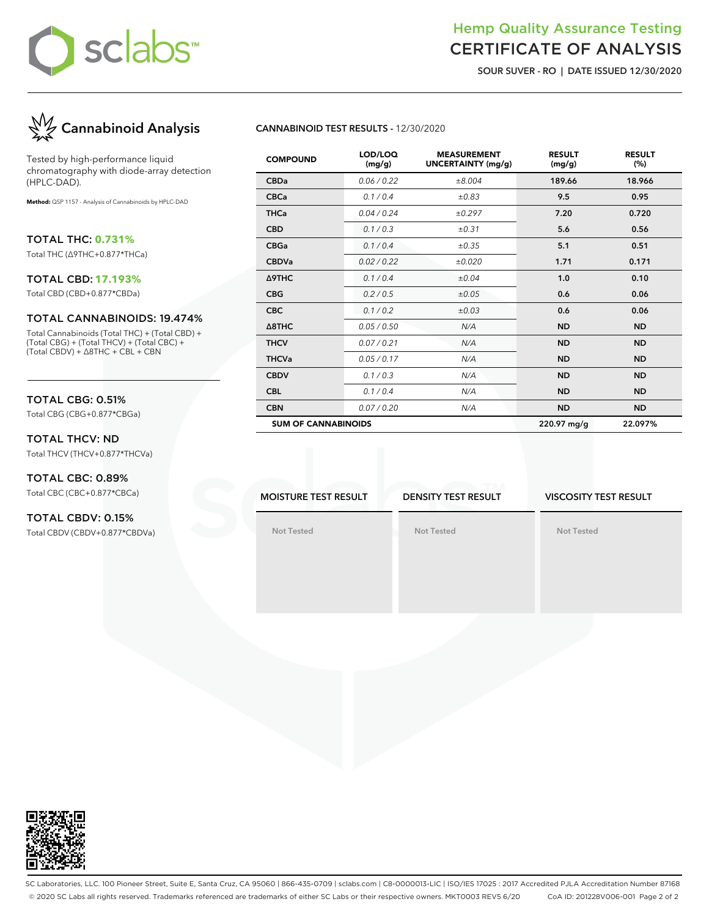# Hemp Quality Assurance Testing
# CERTIFICATE OF ANALYSIS

**SOUR SUVER - RO | DATE ISSUED 12/30/2020**

## Cannabinoid Analysis

Tested by high-performance liquid chromatography with diode-array detection (HPLC-DAD).

**Method:** QSP 1157 - Analysis of Cannabinoids by HPLC-DAD

**TOTAL THC: 0.731%**
Total THC (Δ9THC+0.877*THCa)

**TOTAL CBD: 17.193%**
Total CBD (CBD+0.877*CBDa)

**TOTAL CANNABINOIDS: 19.474%**
Total Cannabinoids (Total THC) + (Total CBD) + (Total CBG) + (Total THCV) + (Total CBC) + (Total CBDV) + Δ8THC + CBL + CBN

**TOTAL CBG: 0.51%**
Total CBG (CBG+0.877*CBGa)

**TOTAL THCV: ND**
Total THCV (THCV+0.877*THCVa)

**TOTAL CBC: 0.89%**
Total CBC (CBC+0.877*CBCa)

**TOTAL CBDV: 0.15%**
Total CBDV (CBDV+0.877*CBDVa)

**CANNABINOID TEST RESULTS** - 12/30/2020

| COMPOUND | LOD/LOQ (mg/g) | MEASUREMENT UNCERTAINTY (mg/g) | RESULT (mg/g) | RESULT (%) |
|---|---|---|---|---|
| CBDa | 0.06 / 0.22 | ±8.004 | 189.66 | 18.966 |
| CBCa | 0.1 / 0.4 | ±0.83 | 9.5 | 0.95 |
| THCa | 0.04 / 0.24 | ±0.297 | 7.20 | 0.720 |
| CBD | 0.1 / 0.3 | ±0.31 | 5.6 | 0.56 |
| CBGa | 0.1 / 0.4 | ±0.35 | 5.1 | 0.51 |
| CBDVa | 0.02 / 0.22 | ±0.020 | 1.71 | 0.171 |
| Δ9THC | 0.1 / 0.4 | ±0.04 | 1.0 | 0.10 |
| CBG | 0.2 / 0.5 | ±0.05 | 0.6 | 0.06 |
| CBC | 0.1 / 0.2 | ±0.03 | 0.6 | 0.06 |
| Δ8THC | 0.05 / 0.50 | N/A | ND | ND |
| THCV | 0.07 / 0.21 | N/A | ND | ND |
| THCVa | 0.05 / 0.17 | N/A | ND | ND |
| CBDV | 0.1 / 0.3 | N/A | ND | ND |
| CBL | 0.1 / 0.4 | N/A | ND | ND |
| CBN | 0.07 / 0.20 | N/A | ND | ND |
| **SUM OF CANNABINOIDS** | | | 220.97 mg/g | 22.097% |

| MOISTURE TEST RESULT | DENSITY TEST RESULT | VISCOSITY TEST RESULT |
|---|---|---|
| Not Tested | Not Tested | Not Tested |

SC Laboratories, LLC. 100 Pioneer Street, Suite E, Santa Cruz, CA 95060 | 866-435-0709 | sclabs.com | C8-0000013-LIC | ISO/IES 17025 : 2017 Accredited PJLA Accreditation Number 87168
© 2020 SC Labs all rights reserved. Trademarks referenced are trademarks of either SC Labs or their respective owners. MKT0003 REV5 6/20 CoA ID: 201228V006-001